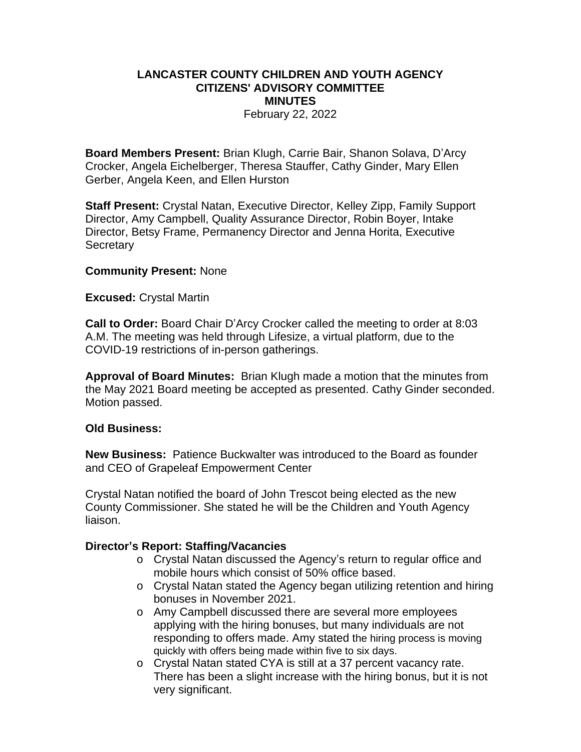# LANCASTER COUNTY CHILDREN AND YOUTH AGENCY
# CITIZENS' ADVISORY COMMITTEE
# MINUTES

February 22, 2022

**Board Members Present:** Brian Klugh, Carrie Bair, Shanon Solava, D'Arcy Crocker, Angela Eichelberger, Theresa Stauffer, Cathy Ginder, Mary Ellen Gerber, Angela Keen, and Ellen Hurston

**Staff Present:** Crystal Natan, Executive Director, Kelley Zipp, Family Support Director, Amy Campbell, Quality Assurance Director, Robin Boyer, Intake Director, Betsy Frame, Permanency Director and Jenna Horita, Executive Secretary

**Community Present:** None

**Excused:** Crystal Martin

**Call to Order:** Board Chair D'Arcy Crocker called the meeting to order at 8:03 A.M. The meeting was held through Lifesize, a virtual platform, due to the COVID-19 restrictions of in-person gatherings.

**Approval of Board Minutes:** Brian Klugh made a motion that the minutes from the May 2021 Board meeting be accepted as presented. Cathy Ginder seconded. Motion passed.

**Old Business:**

**New Business:** Patience Buckwalter was introduced to the Board as founder and CEO of Grapeleaf Empowerment Center

Crystal Natan notified the board of John Trescot being elected as the new County Commissioner. She stated he will be the Children and Youth Agency liaison.

**Director's Report: Staffing/Vacancies**

- Crystal Natan discussed the Agency's return to regular office and mobile hours which consist of 50% office based.
- Crystal Natan stated the Agency began utilizing retention and hiring bonuses in November 2021.
- Amy Campbell discussed there are several more employees applying with the hiring bonuses, but many individuals are not responding to offers made. Amy stated the hiring process is moving quickly with offers being made within five to six days.
- Crystal Natan stated CYA is still at a 37 percent vacancy rate. There has been a slight increase with the hiring bonus, but it is not very significant.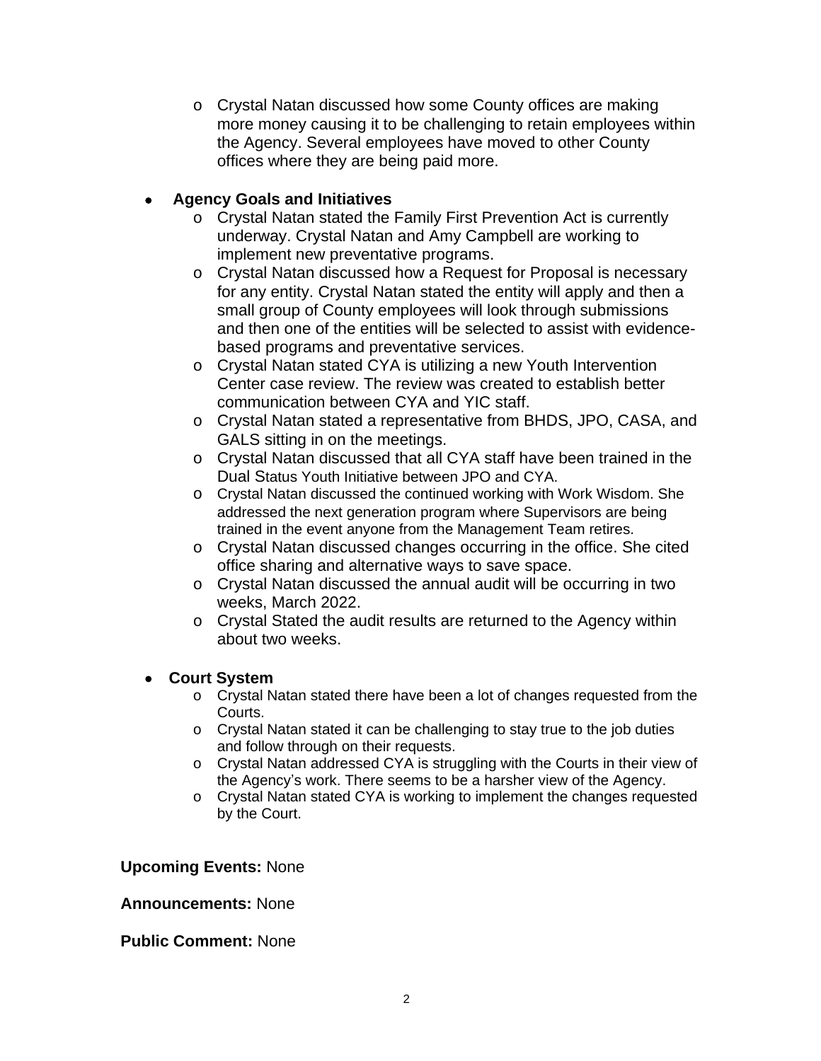- Crystal Natan discussed how some County offices are making more money causing it to be challenging to retain employees within the Agency. Several employees have moved to other County offices where they are being paid more.

- **Agency Goals and Initiatives**
  - Crystal Natan stated the Family First Prevention Act is currently underway. Crystal Natan and Amy Campbell are working to implement new preventative programs.
  - Crystal Natan discussed how a Request for Proposal is necessary for any entity. Crystal Natan stated the entity will apply and then a small group of County employees will look through submissions and then one of the entities will be selected to assist with evidence-based programs and preventative services.
  - Crystal Natan stated CYA is utilizing a new Youth Intervention Center case review. The review was created to establish better communication between CYA and YIC staff.
  - Crystal Natan stated a representative from BHDS, JPO, CASA, and GALS sitting in on the meetings.
  - Crystal Natan discussed that all CYA staff have been trained in the Dual Status Youth Initiative between JPO and CYA.
  - Crystal Natan discussed the continued working with Work Wisdom. She addressed the next generation program where Supervisors are being trained in the event anyone from the Management Team retires.
  - Crystal Natan discussed changes occurring in the office. She cited office sharing and alternative ways to save space.
  - Crystal Natan discussed the annual audit will be occurring in two weeks, March 2022.
  - Crystal Stated the audit results are returned to the Agency within about two weeks.

- **Court System**
  - Crystal Natan stated there have been a lot of changes requested from the Courts.
  - Crystal Natan stated it can be challenging to stay true to the job duties and follow through on their requests.
  - Crystal Natan addressed CYA is struggling with the Courts in their view of the Agency's work. There seems to be a harsher view of the Agency.
  - Crystal Natan stated CYA is working to implement the changes requested by the Court.

**Upcoming Events:** None

**Announcements:** None

**Public Comment:** None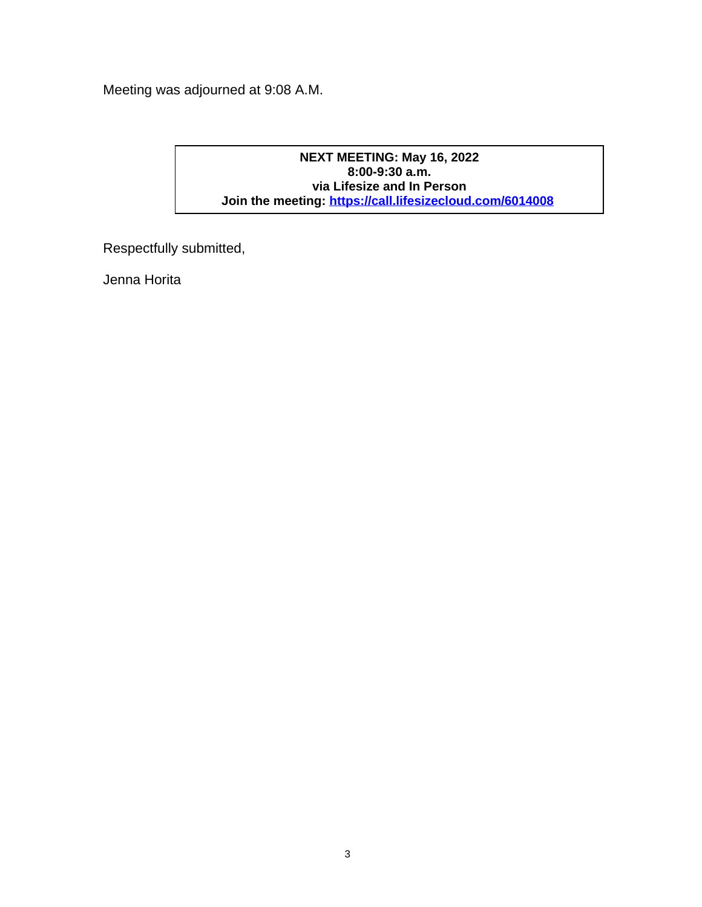Meeting was adjourned at 9:08 A.M.

**NEXT MEETING: May 16, 2022**
**8:00-9:30 a.m.**
**via Lifesize and In Person**
**Join the meeting: [https://call.lifesizecloud.com/6014008](https://call.lifesizecloud.com/6014008)**

Respectfully submitted,

Jenna Horita